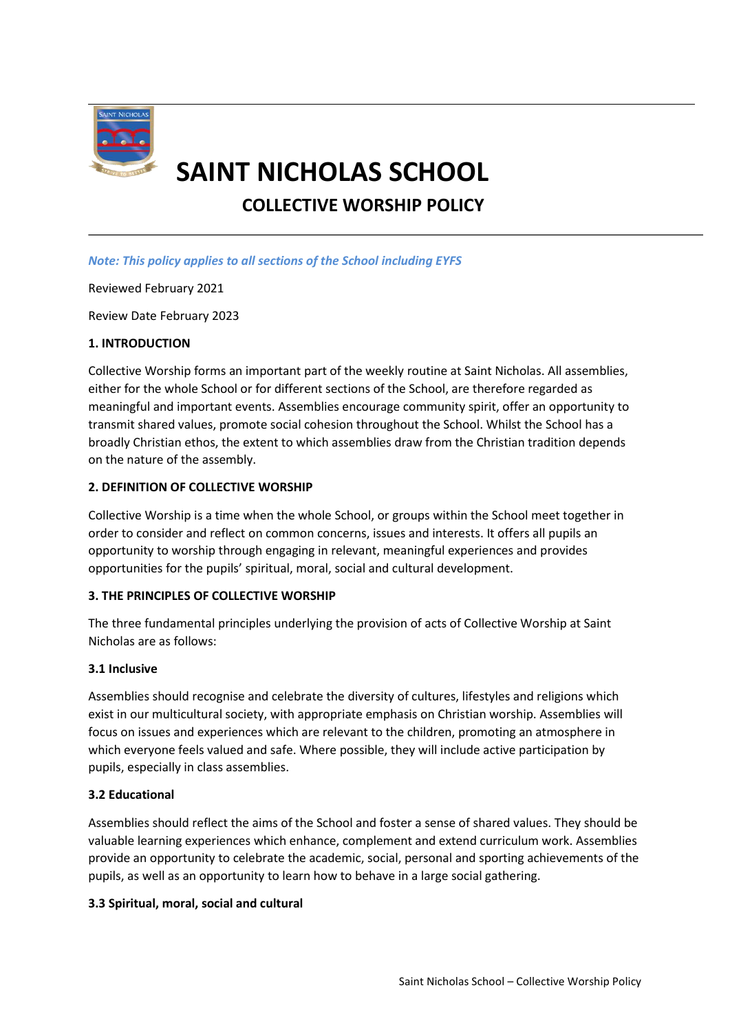# SAINT NICHOLAS SCHOOL

## COLLECTIVE WORSHIP POLICY

*Note: This policy applies to all sections of the School including EYFS*

Reviewed February 2021

Review Date February 2023

**1. INTRODUCTION**

Collective Worship forms an important part of the weekly routine at Saint Nicholas. All assemblies, either for the whole School or for different sections of the School, are therefore regarded as meaningful and important events. Assemblies encourage community spirit, offer an opportunity to transmit shared values, promote social cohesion throughout the School. Whilst the School has a broadly Christian ethos, the extent to which assemblies draw from the Christian tradition depends on the nature of the assembly.

**2. DEFINITION OF COLLECTIVE WORSHIP**

Collective Worship is a time when the whole School, or groups within the School meet together in order to consider and reflect on common concerns, issues and interests. It offers all pupils an opportunity to worship through engaging in relevant, meaningful experiences and provides opportunities for the pupils' spiritual, moral, social and cultural development.

**3. THE PRINCIPLES OF COLLECTIVE WORSHIP**

The three fundamental principles underlying the provision of acts of Collective Worship at Saint Nicholas are as follows:

**3.1 Inclusive**

Assemblies should recognise and celebrate the diversity of cultures, lifestyles and religions which exist in our multicultural society, with appropriate emphasis on Christian worship. Assemblies will focus on issues and experiences which are relevant to the children, promoting an atmosphere in which everyone feels valued and safe. Where possible, they will include active participation by pupils, especially in class assemblies.

**3.2 Educational**

Assemblies should reflect the aims of the School and foster a sense of shared values. They should be valuable learning experiences which enhance, complement and extend curriculum work. Assemblies provide an opportunity to celebrate the academic, social, personal and sporting achievements of the pupils, as well as an opportunity to learn how to behave in a large social gathering.

**3.3 Spiritual, moral, social and cultural**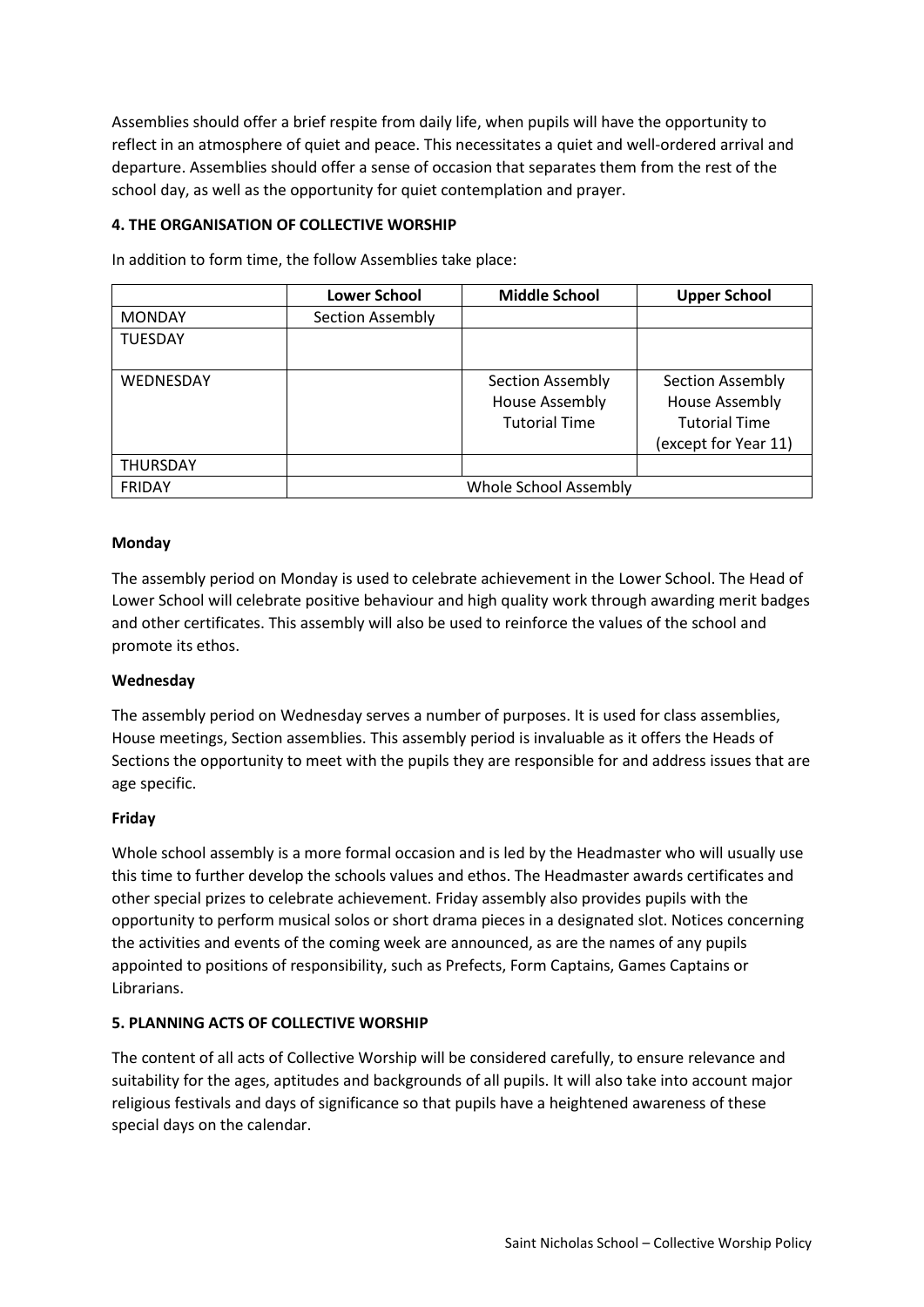Assemblies should offer a brief respite from daily life, when pupils will have the opportunity to reflect in an atmosphere of quiet and peace. This necessitates a quiet and well-ordered arrival and departure. Assemblies should offer a sense of occasion that separates them from the rest of the school day, as well as the opportunity for quiet contemplation and prayer.

**4. THE ORGANISATION OF COLLECTIVE WORSHIP**

In addition to form time, the follow Assemblies take place:

| | Lower School | Middle School | Upper School |
|---|---|---|---|
| MONDAY | Section Assembly | | |
| TUESDAY | | | |
| WEDNESDAY | | Section Assembly<br>House Assembly<br>Tutorial Time | Section Assembly<br>House Assembly<br>Tutorial Time<br>(except for Year 11) |
| THURSDAY | | | |
| FRIDAY | Whole School Assembly | | |

**Monday**

The assembly period on Monday is used to celebrate achievement in the Lower School. The Head of Lower School will celebrate positive behaviour and high quality work through awarding merit badges and other certificates. This assembly will also be used to reinforce the values of the school and promote its ethos.

**Wednesday**

The assembly period on Wednesday serves a number of purposes. It is used for class assemblies, House meetings, Section assemblies. This assembly period is invaluable as it offers the Heads of Sections the opportunity to meet with the pupils they are responsible for and address issues that are age specific.

**Friday**

Whole school assembly is a more formal occasion and is led by the Headmaster who will usually use this time to further develop the schools values and ethos. The Headmaster awards certificates and other special prizes to celebrate achievement. Friday assembly also provides pupils with the opportunity to perform musical solos or short drama pieces in a designated slot. Notices concerning the activities and events of the coming week are announced, as are the names of any pupils appointed to positions of responsibility, such as Prefects, Form Captains, Games Captains or Librarians.

**5. PLANNING ACTS OF COLLECTIVE WORSHIP**

The content of all acts of Collective Worship will be considered carefully, to ensure relevance and suitability for the ages, aptitudes and backgrounds of all pupils. It will also take into account major religious festivals and days of significance so that pupils have a heightened awareness of these special days on the calendar.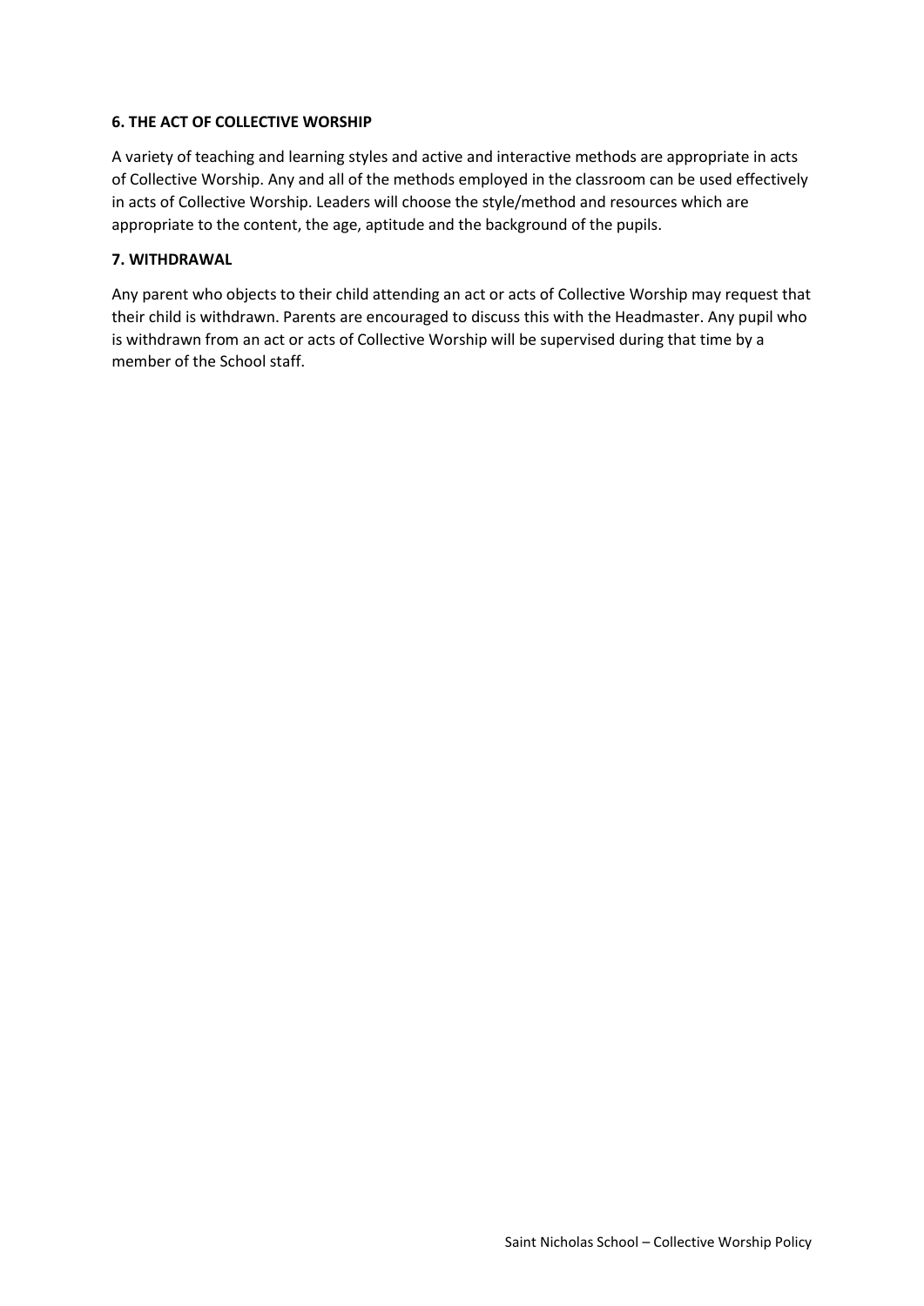**6. THE ACT OF COLLECTIVE WORSHIP**

A variety of teaching and learning styles and active and interactive methods are appropriate in acts of Collective Worship. Any and all of the methods employed in the classroom can be used effectively in acts of Collective Worship. Leaders will choose the style/method and resources which are appropriate to the content, the age, aptitude and the background of the pupils.

**7. WITHDRAWAL**

Any parent who objects to their child attending an act or acts of Collective Worship may request that their child is withdrawn. Parents are encouraged to discuss this with the Headmaster. Any pupil who is withdrawn from an act or acts of Collective Worship will be supervised during that time by a member of the School staff.